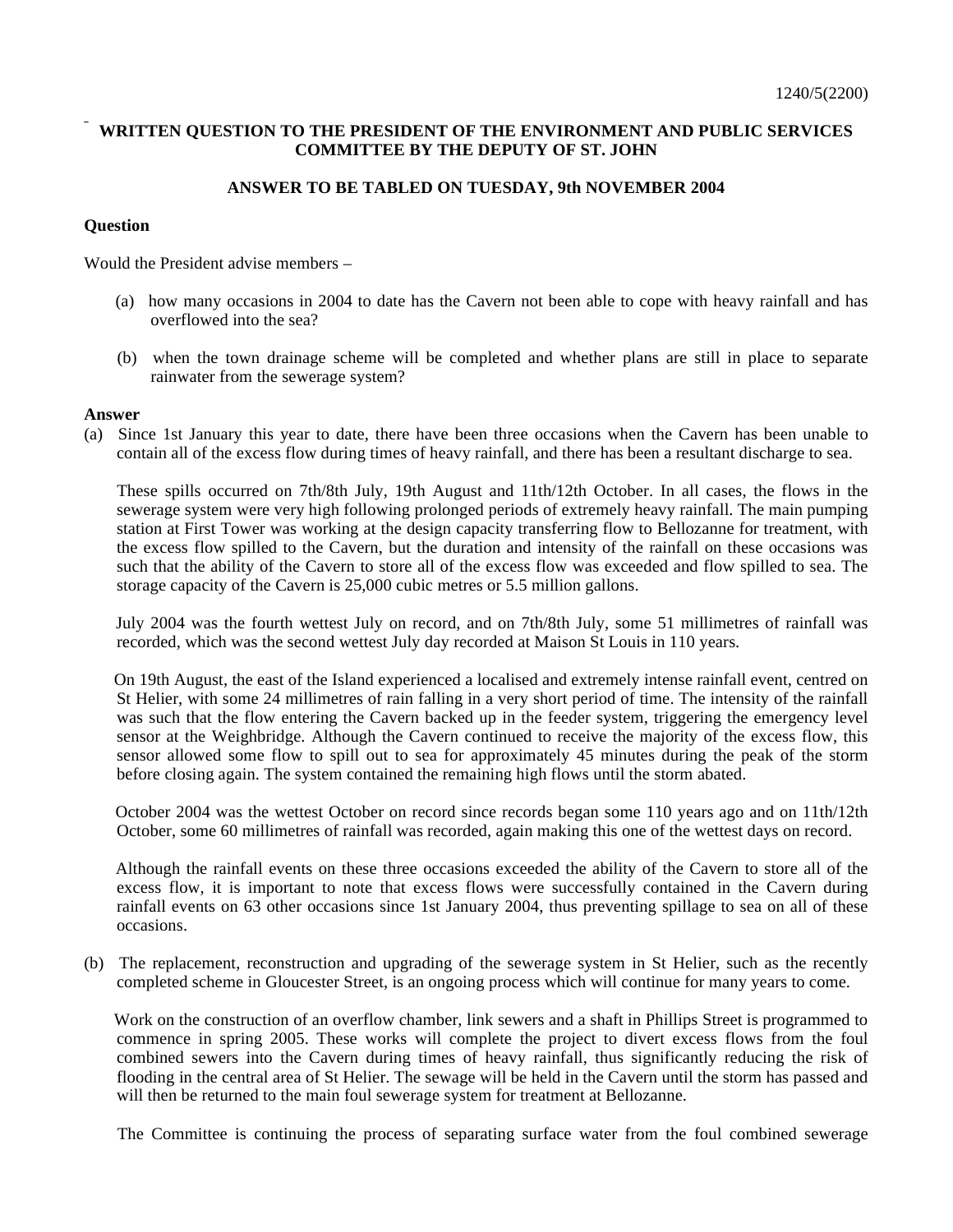1240/5(2200)

**WRITTEN QUESTION TO THE PRESIDENT OF THE ENVIRONMENT AND PUBLIC SERVICES COMMITTEE BY THE DEPUTY OF ST. JOHN**

**ANSWER TO BE TABLED ON TUESDAY, 9th NOVEMBER 2004**

**Question**

Would the President advise members –

(a) how many occasions in 2004 to date has the Cavern not been able to cope with heavy rainfall and has overflowed into the sea?

(b) when the town drainage scheme will be completed and whether plans are still in place to separate rainwater from the sewerage system?

**Answer**

(a) Since 1st January this year to date, there have been three occasions when the Cavern has been unable to contain all of the excess flow during times of heavy rainfall, and there has been a resultant discharge to sea.

These spills occurred on 7th/8th July, 19th August and 11th/12th October. In all cases, the flows in the sewerage system were very high following prolonged periods of extremely heavy rainfall. The main pumping station at First Tower was working at the design capacity transferring flow to Bellozanne for treatment, with the excess flow spilled to the Cavern, but the duration and intensity of the rainfall on these occasions was such that the ability of the Cavern to store all of the excess flow was exceeded and flow spilled to sea. The storage capacity of the Cavern is 25,000 cubic metres or 5.5 million gallons.

July 2004 was the fourth wettest July on record, and on 7th/8th July, some 51 millimetres of rainfall was recorded, which was the second wettest July day recorded at Maison St Louis in 110 years.

On 19th August, the east of the Island experienced a localised and extremely intense rainfall event, centred on St Helier, with some 24 millimetres of rain falling in a very short period of time. The intensity of the rainfall was such that the flow entering the Cavern backed up in the feeder system, triggering the emergency level sensor at the Weighbridge. Although the Cavern continued to receive the majority of the excess flow, this sensor allowed some flow to spill out to sea for approximately 45 minutes during the peak of the storm before closing again. The system contained the remaining high flows until the storm abated.

October 2004 was the wettest October on record since records began some 110 years ago and on 11th/12th October, some 60 millimetres of rainfall was recorded, again making this one of the wettest days on record.

Although the rainfall events on these three occasions exceeded the ability of the Cavern to store all of the excess flow, it is important to note that excess flows were successfully contained in the Cavern during rainfall events on 63 other occasions since 1st January 2004, thus preventing spillage to sea on all of these occasions.

(b) The replacement, reconstruction and upgrading of the sewerage system in St Helier, such as the recently completed scheme in Gloucester Street, is an ongoing process which will continue for many years to come.

Work on the construction of an overflow chamber, link sewers and a shaft in Phillips Street is programmed to commence in spring 2005. These works will complete the project to divert excess flows from the foul combined sewers into the Cavern during times of heavy rainfall, thus significantly reducing the risk of flooding in the central area of St Helier. The sewage will be held in the Cavern until the storm has passed and will then be returned to the main foul sewerage system for treatment at Bellozanne.

The Committee is continuing the process of separating surface water from the foul combined sewerage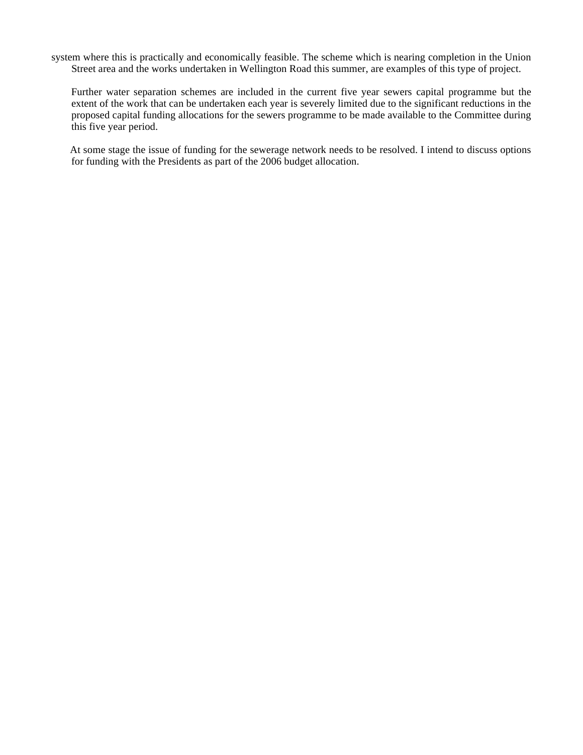system where this is practically and economically feasible. The scheme which is nearing completion in the Union Street area and the works undertaken in Wellington Road this summer, are examples of this type of project.

Further water separation schemes are included in the current five year sewers capital programme but the extent of the work that can be undertaken each year is severely limited due to the significant reductions in the proposed capital funding allocations for the sewers programme to be made available to the Committee during this five year period.

At some stage the issue of funding for the sewerage network needs to be resolved. I intend to discuss options for funding with the Presidents as part of the 2006 budget allocation.